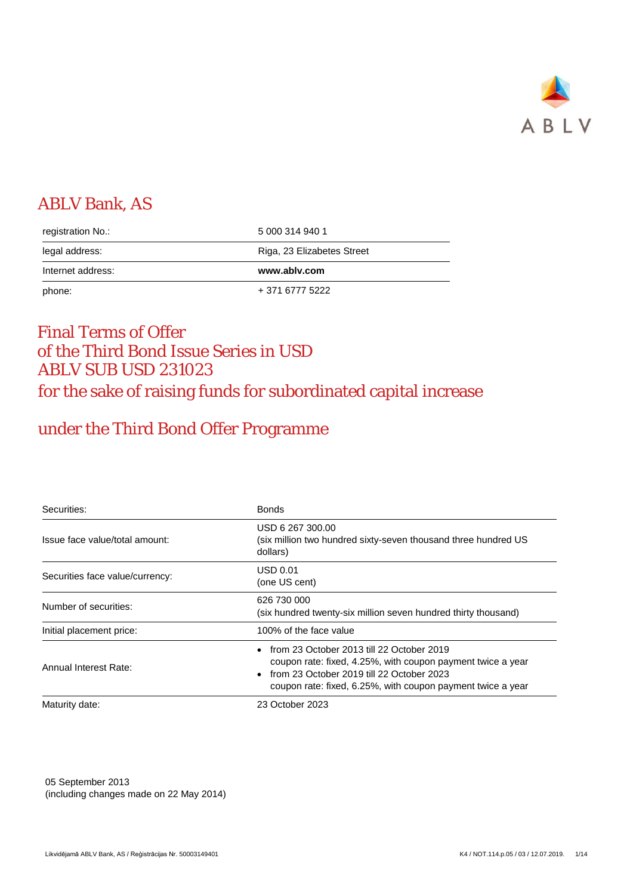# ABLV Bank, AS

| | |
|---|---|
| registration No.: | 5 000 314 940 1 |
| legal address: | Riga, 23 Elizabetes Street |
| Internet address: | **www.ablv.com** |
| phone: | + 371 6777 5222 |

# Final Terms of Offer of the Third Bond Issue Series in USD ABLV SUB USD 231023 for the sake of raising funds for subordinated capital increase

## under the Third Bond Offer Programme

| | |
|---|---|
| Securities: | Bonds |
| Issue face value/total amount: | USD 6 267 300.00<br>(six million two hundred sixty-seven thousand three hundred US dollars) |
| Securities face value/currency: | USD 0.01<br>(one US cent) |
| Number of securities: | 626 730 000<br>(six hundred twenty-six million seven hundred thirty thousand) |
| Initial placement price: | 100% of the face value |
| Annual Interest Rate: | • from 23 October 2013 till 22 October 2019<br>coupon rate: fixed, 4.25%, with coupon payment twice a year<br>• from 23 October 2019 till 22 October 2023<br>coupon rate: fixed, 6.25%, with coupon payment twice a year |
| Maturity date: | 23 October 2023 |

05 September 2013
(including changes made on 22 May 2014)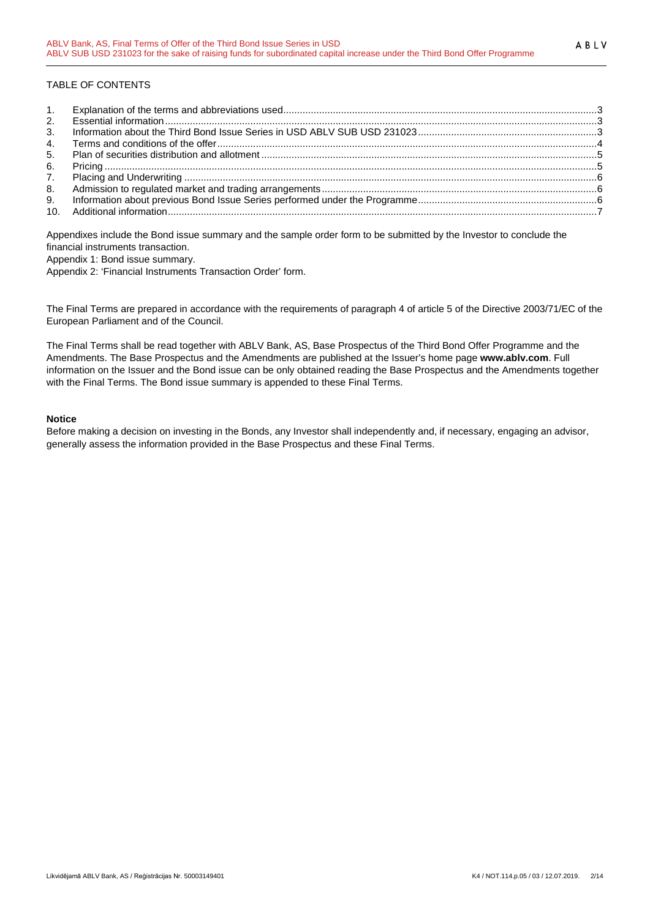TABLE OF CONTENTS

1. Explanation of the terms and abbreviations used ... 3
2. Essential information ... 3
3. Information about the Third Bond Issue Series in USD ABLV SUB USD 231023 ... 3
4. Terms and conditions of the offer ... 4
5. Plan of securities distribution and allotment ... 5
6. Pricing ... 5
7. Placing and Underwriting ... 6
8. Admission to regulated market and trading arrangements ... 6
9. Information about previous Bond Issue Series performed under the Programme ... 6
10. Additional information ... 7

Appendixes include the Bond issue summary and the sample order form to be submitted by the Investor to conclude the financial instruments transaction.

Appendix 1: Bond issue summary.

Appendix 2: 'Financial Instruments Transaction Order' form.

The Final Terms are prepared in accordance with the requirements of paragraph 4 of article 5 of the Directive 2003/71/EC of the European Parliament and of the Council.

The Final Terms shall be read together with ABLV Bank, AS, Base Prospectus of the Third Bond Offer Programme and the Amendments. The Base Prospectus and the Amendments are published at the Issuer's home page **www.ablv.com**. Full information on the Issuer and the Bond issue can be only obtained reading the Base Prospectus and the Amendments together with the Final Terms. The Bond issue summary is appended to these Final Terms.

**Notice**

Before making a decision on investing in the Bonds, any Investor shall independently and, if necessary, engaging an advisor, generally assess the information provided in the Base Prospectus and these Final Terms.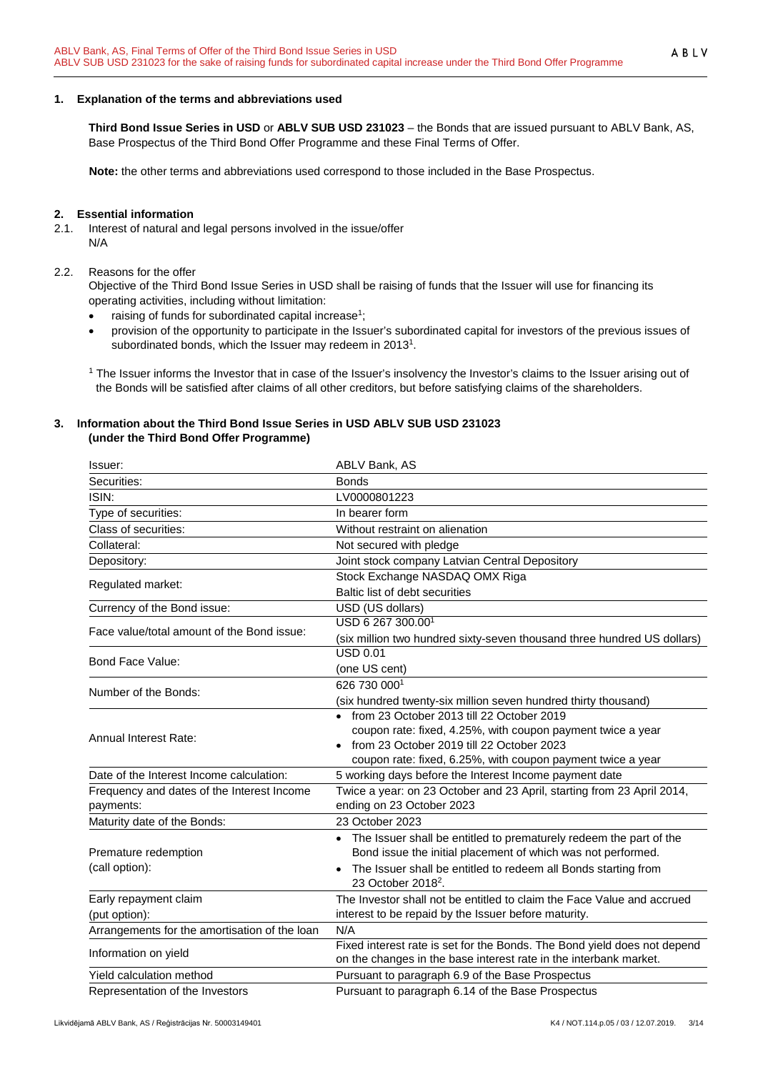## 1. Explanation of the terms and abbreviations used

**Third Bond Issue Series in USD** or **ABLV SUB USD 231023** – the Bonds that are issued pursuant to ABLV Bank, AS, Base Prospectus of the Third Bond Offer Programme and these Final Terms of Offer.

**Note:** the other terms and abbreviations used correspond to those included in the Base Prospectus.

## 2. Essential information

2.1. Interest of natural and legal persons involved in the issue/offer
N/A

2.2. Reasons for the offer
Objective of the Third Bond Issue Series in USD shall be raising of funds that the Issuer will use for financing its operating activities, including without limitation:

- raising of funds for subordinated capital increase[1];
- provision of the opportunity to participate in the Issuer's subordinated capital for investors of the previous issues of subordinated bonds, which the Issuer may redeem in 2013[1].

[1] The Issuer informs the Investor that in case of the Issuer's insolvency the Investor's claims to the Issuer arising out of the Bonds will be satisfied after claims of all other creditors, but before satisfying claims of the shareholders.

## 3. Information about the Third Bond Issue Series in USD ABLV SUB USD 231023 (under the Third Bond Offer Programme)

| | |
|---|---|
| Issuer: | ABLV Bank, AS |
| Securities: | Bonds |
| ISIN: | LV0000801223 |
| Type of securities: | In bearer form |
| Class of securities: | Without restraint on alienation |
| Collateral: | Not secured with pledge |
| Depository: | Joint stock company Latvian Central Depository |
| Regulated market: | Stock Exchange NASDAQ OMX Riga<br>Baltic list of debt securities |
| Currency of the Bond issue: | USD (US dollars) |
| Face value/total amount of the Bond issue: | USD 6 267 300.00[1]<br>(six million two hundred sixty-seven thousand three hundred US dollars) |
| Bond Face Value: | USD 0.01<br>(one US cent) |
| Number of the Bonds: | 626 730 000[1]<br>(six hundred twenty-six million seven hundred thirty thousand) |
| Annual Interest Rate: | • from 23 October 2013 till 22 October 2019<br>coupon rate: fixed, 4.25%, with coupon payment twice a year<br>• from 23 October 2019 till 22 October 2023<br>coupon rate: fixed, 6.25%, with coupon payment twice a year |
| Date of the Interest Income calculation: | 5 working days before the Interest Income payment date |
| Frequency and dates of the Interest Income payments: | Twice a year: on 23 October and 23 April, starting from 23 April 2014, ending on 23 October 2023 |
| Maturity date of the Bonds: | 23 October 2023 |
| Premature redemption (call option): | • The Issuer shall be entitled to prematurely redeem the part of the Bond issue the initial placement of which was not performed.<br>• The Issuer shall be entitled to redeem all Bonds starting from 23 October 2018[2]. |
| Early repayment claim (put option): | The Investor shall not be entitled to claim the Face Value and accrued interest to be repaid by the Issuer before maturity. |
| Arrangements for the amortisation of the loan | N/A |
| Information on yield | Fixed interest rate is set for the Bonds. The Bond yield does not depend on the changes in the base interest rate in the interbank market. |
| Yield calculation method | Pursuant to paragraph 6.9 of the Base Prospectus |
| Representation of the Investors | Pursuant to paragraph 6.14 of the Base Prospectus |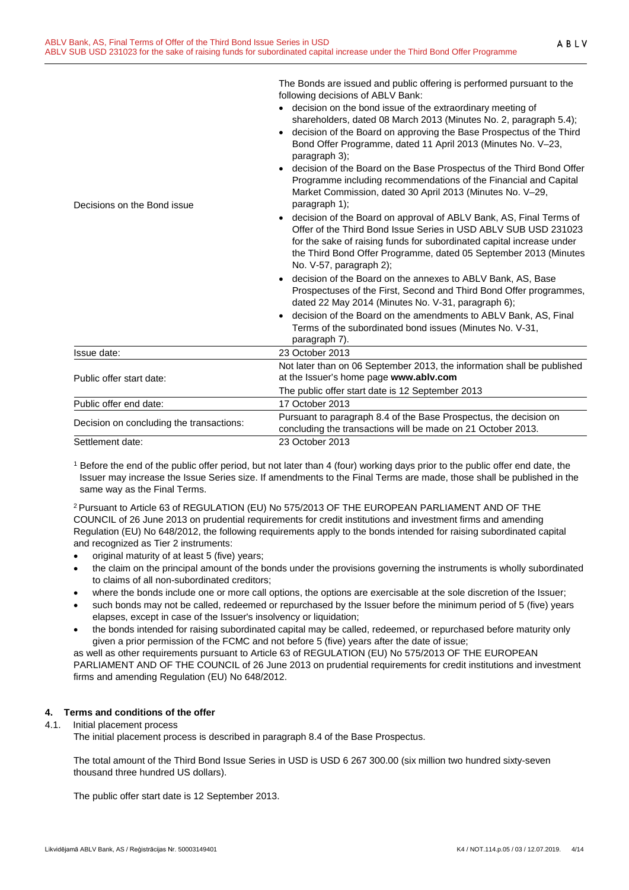| | |
|---|---|
| Decisions on the Bond issue | The Bonds are issued and public offering is performed pursuant to the following decisions of ABLV Bank:<br>• decision on the bond issue of the extraordinary meeting of shareholders, dated 08 March 2013 (Minutes No. 2, paragraph 5.4);<br>• decision of the Board on approving the Base Prospectus of the Third Bond Offer Programme, dated 11 April 2013 (Minutes No. V–23, paragraph 3);<br>• decision of the Board on the Base Prospectus of the Third Bond Offer Programme including recommendations of the Financial and Capital Market Commission, dated 30 April 2013 (Minutes No. V–29, paragraph 1);<br>• decision of the Board on approval of ABLV Bank, AS, Final Terms of Offer of the Third Bond Issue Series in USD ABLV SUB USD 231023 for the sake of raising funds for subordinated capital increase under the Third Bond Offer Programme, dated 05 September 2013 (Minutes No. V-57, paragraph 2);<br>• decision of the Board on the annexes to ABLV Bank, AS, Base Prospectuses of the First, Second and Third Bond Offer programmes, dated 22 May 2014 (Minutes No. V-31, paragraph 6);<br>• decision of the Board on the amendments to ABLV Bank, AS, Final Terms of the subordinated bond issues (Minutes No. V-31, paragraph 7). |
| Issue date: | 23 October 2013 |
| Public offer start date: | Not later than on 06 September 2013, the information shall be published at the Issuer's home page **www.ablv.com**<br>The public offer start date is 12 September 2013 |
| Public offer end date: | 17 October 2013 |
| Decision on concluding the transactions: | Pursuant to paragraph 8.4 of the Base Prospectus, the decision on concluding the transactions will be made on 21 October 2013. |
| Settlement date: | 23 October 2013 |

[1] Before the end of the public offer period, but not later than 4 (four) working days prior to the public offer end date, the Issuer may increase the Issue Series size. If amendments to the Final Terms are made, those shall be published in the same way as the Final Terms.

[2] Pursuant to Article 63 of REGULATION (EU) No 575/2013 OF THE EUROPEAN PARLIAMENT AND OF THE COUNCIL of 26 June 2013 on prudential requirements for credit institutions and investment firms and amending Regulation (EU) No 648/2012, the following requirements apply to the bonds intended for raising subordinated capital and recognized as Tier 2 instruments:

- original maturity of at least 5 (five) years;
- the claim on the principal amount of the bonds under the provisions governing the instruments is wholly subordinated to claims of all non-subordinated creditors;
- where the bonds include one or more call options, the options are exercisable at the sole discretion of the Issuer;
- such bonds may not be called, redeemed or repurchased by the Issuer before the minimum period of 5 (five) years elapses, except in case of the Issuer's insolvency or liquidation;
- the bonds intended for raising subordinated capital may be called, redeemed, or repurchased before maturity only given a prior permission of the FCMC and not before 5 (five) years after the date of issue;

as well as other requirements pursuant to Article 63 of REGULATION (EU) No 575/2013 OF THE EUROPEAN PARLIAMENT AND OF THE COUNCIL of 26 June 2013 on prudential requirements for credit institutions and investment firms and amending Regulation (EU) No 648/2012.

## 4. Terms and conditions of the offer

4.1. Initial placement process

The initial placement process is described in paragraph 8.4 of the Base Prospectus.

The total amount of the Third Bond Issue Series in USD is USD 6 267 300.00 (six million two hundred sixty-seven thousand three hundred US dollars).

The public offer start date is 12 September 2013.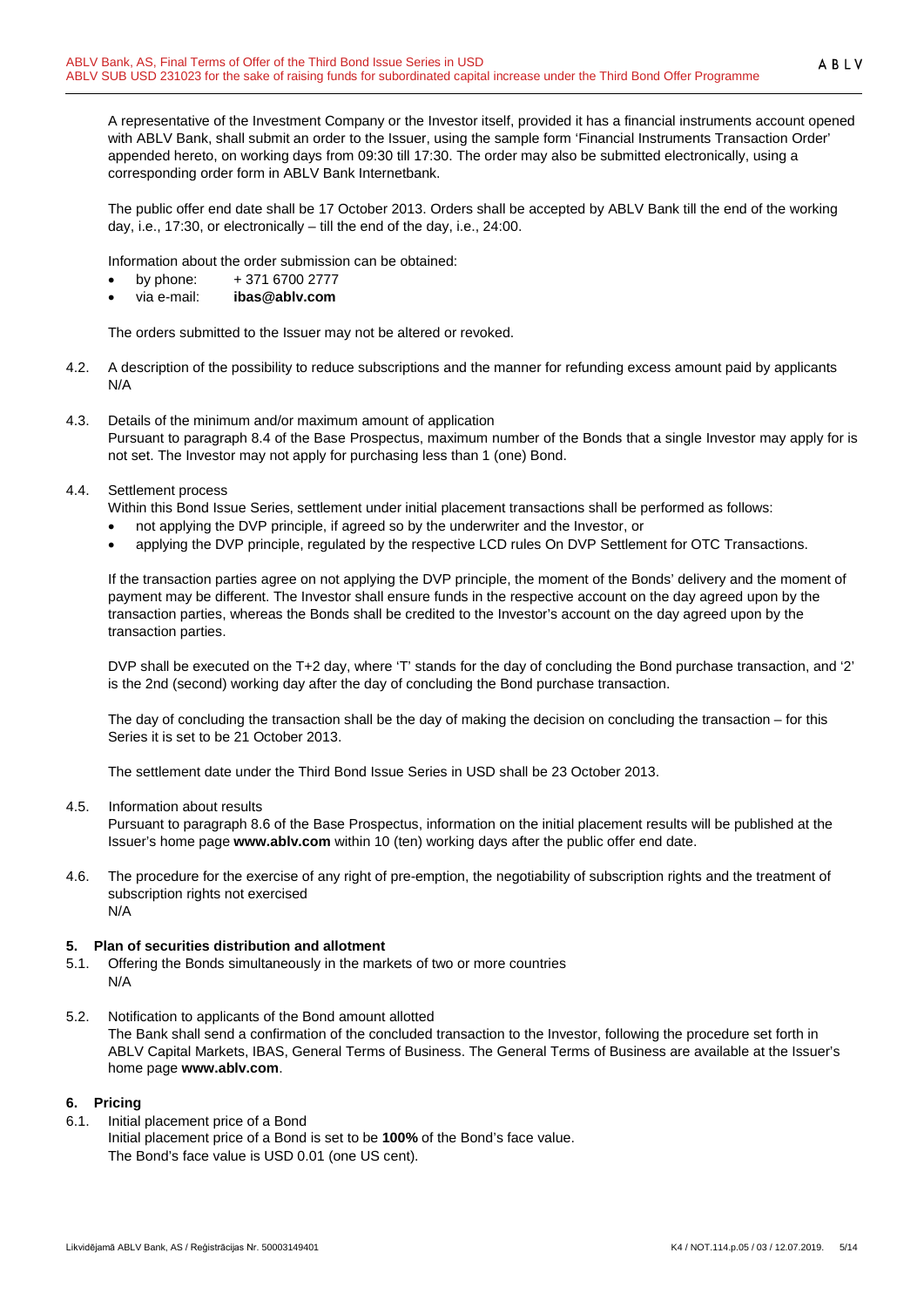A representative of the Investment Company or the Investor itself, provided it has a financial instruments account opened with ABLV Bank, shall submit an order to the Issuer, using the sample form 'Financial Instruments Transaction Order' appended hereto, on working days from 09:30 till 17:30. The order may also be submitted electronically, using a corresponding order form in ABLV Bank Internetbank.

The public offer end date shall be 17 October 2013. Orders shall be accepted by ABLV Bank till the end of the working day, i.e., 17:30, or electronically – till the end of the day, i.e., 24:00.

Information about the order submission can be obtained:

- by phone: + 371 6700 2777
- via e-mail: **ibas@ablv.com**

The orders submitted to the Issuer may not be altered or revoked.

4.2. A description of the possibility to reduce subscriptions and the manner for refunding excess amount paid by applicants
N/A

4.3. Details of the minimum and/or maximum amount of application
Pursuant to paragraph 8.4 of the Base Prospectus, maximum number of the Bonds that a single Investor may apply for is not set. The Investor may not apply for purchasing less than 1 (one) Bond.

4.4. Settlement process
Within this Bond Issue Series, settlement under initial placement transactions shall be performed as follows:

- not applying the DVP principle, if agreed so by the underwriter and the Investor, or
- applying the DVP principle, regulated by the respective LCD rules On DVP Settlement for OTC Transactions.

If the transaction parties agree on not applying the DVP principle, the moment of the Bonds' delivery and the moment of payment may be different. The Investor shall ensure funds in the respective account on the day agreed upon by the transaction parties, whereas the Bonds shall be credited to the Investor's account on the day agreed upon by the transaction parties.

DVP shall be executed on the T+2 day, where 'T' stands for the day of concluding the Bond purchase transaction, and '2' is the 2nd (second) working day after the day of concluding the Bond purchase transaction.

The day of concluding the transaction shall be the day of making the decision on concluding the transaction – for this Series it is set to be 21 October 2013.

The settlement date under the Third Bond Issue Series in USD shall be 23 October 2013.

4.5. Information about results
Pursuant to paragraph 8.6 of the Base Prospectus, information on the initial placement results will be published at the Issuer's home page **www.ablv.com** within 10 (ten) working days after the public offer end date.

4.6. The procedure for the exercise of any right of pre-emption, the negotiability of subscription rights and the treatment of subscription rights not exercised
N/A

## 5. Plan of securities distribution and allotment

5.1. Offering the Bonds simultaneously in the markets of two or more countries
N/A

5.2. Notification to applicants of the Bond amount allotted
The Bank shall send a confirmation of the concluded transaction to the Investor, following the procedure set forth in ABLV Capital Markets, IBAS, General Terms of Business. The General Terms of Business are available at the Issuer's home page **www.ablv.com**.

## 6. Pricing

6.1. Initial placement price of a Bond
Initial placement price of a Bond is set to be **100%** of the Bond's face value.
The Bond's face value is USD 0.01 (one US cent).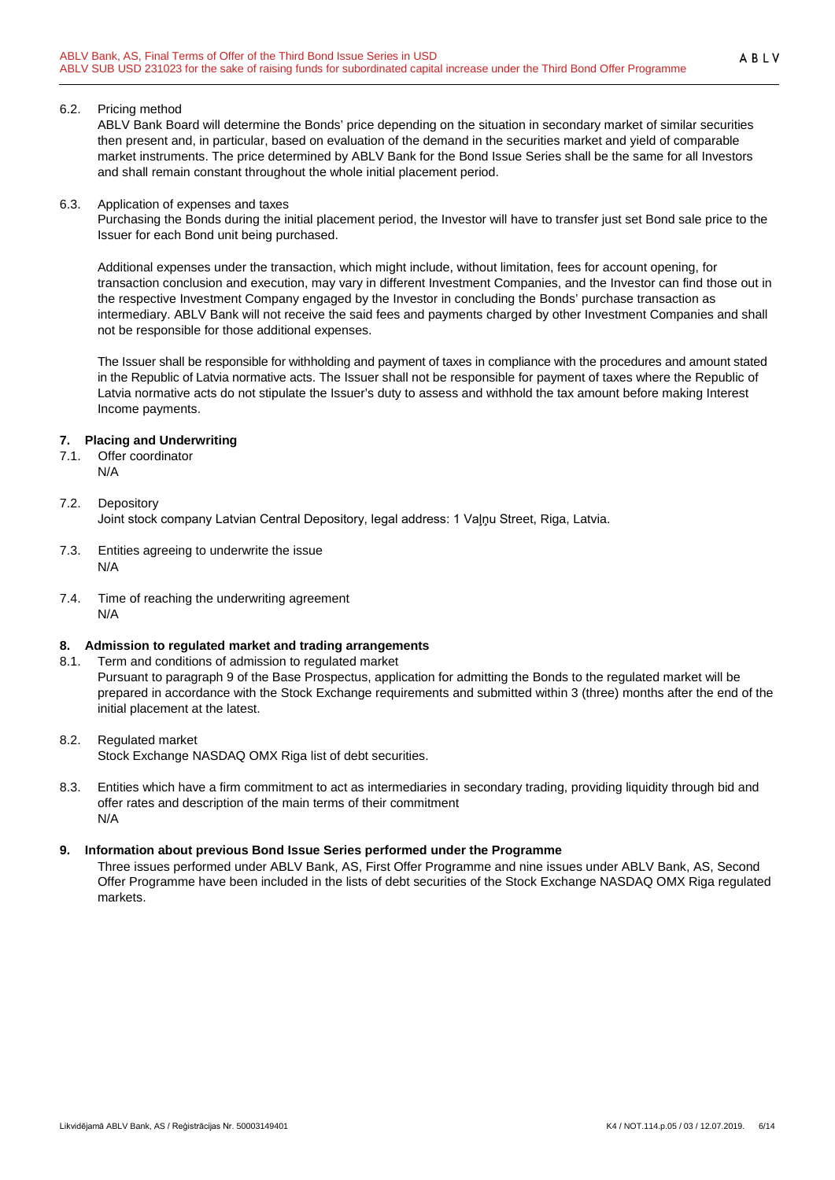6.2. Pricing method

ABLV Bank Board will determine the Bonds' price depending on the situation in secondary market of similar securities then present and, in particular, based on evaluation of the demand in the securities market and yield of comparable market instruments. The price determined by ABLV Bank for the Bond Issue Series shall be the same for all Investors and shall remain constant throughout the whole initial placement period.

6.3. Application of expenses and taxes

Purchasing the Bonds during the initial placement period, the Investor will have to transfer just set Bond sale price to the Issuer for each Bond unit being purchased.

Additional expenses under the transaction, which might include, without limitation, fees for account opening, for transaction conclusion and execution, may vary in different Investment Companies, and the Investor can find those out in the respective Investment Company engaged by the Investor in concluding the Bonds' purchase transaction as intermediary. ABLV Bank will not receive the said fees and payments charged by other Investment Companies and shall not be responsible for those additional expenses.

The Issuer shall be responsible for withholding and payment of taxes in compliance with the procedures and amount stated in the Republic of Latvia normative acts. The Issuer shall not be responsible for payment of taxes where the Republic of Latvia normative acts do not stipulate the Issuer's duty to assess and withhold the tax amount before making Interest Income payments.

## 7. Placing and Underwriting

7.1. Offer coordinator

N/A

7.2. Depository

Joint stock company Latvian Central Depository, legal address: 1 Vaļņu Street, Riga, Latvia.

7.3. Entities agreeing to underwrite the issue

N/A

7.4. Time of reaching the underwriting agreement

N/A

## 8. Admission to regulated market and trading arrangements

8.1. Term and conditions of admission to regulated market

Pursuant to paragraph 9 of the Base Prospectus, application for admitting the Bonds to the regulated market will be prepared in accordance with the Stock Exchange requirements and submitted within 3 (three) months after the end of the initial placement at the latest.

8.2. Regulated market

Stock Exchange NASDAQ OMX Riga list of debt securities.

8.3. Entities which have a firm commitment to act as intermediaries in secondary trading, providing liquidity through bid and offer rates and description of the main terms of their commitment

N/A

## 9. Information about previous Bond Issue Series performed under the Programme

Three issues performed under ABLV Bank, AS, First Offer Programme and nine issues under ABLV Bank, AS, Second Offer Programme have been included in the lists of debt securities of the Stock Exchange NASDAQ OMX Riga regulated markets.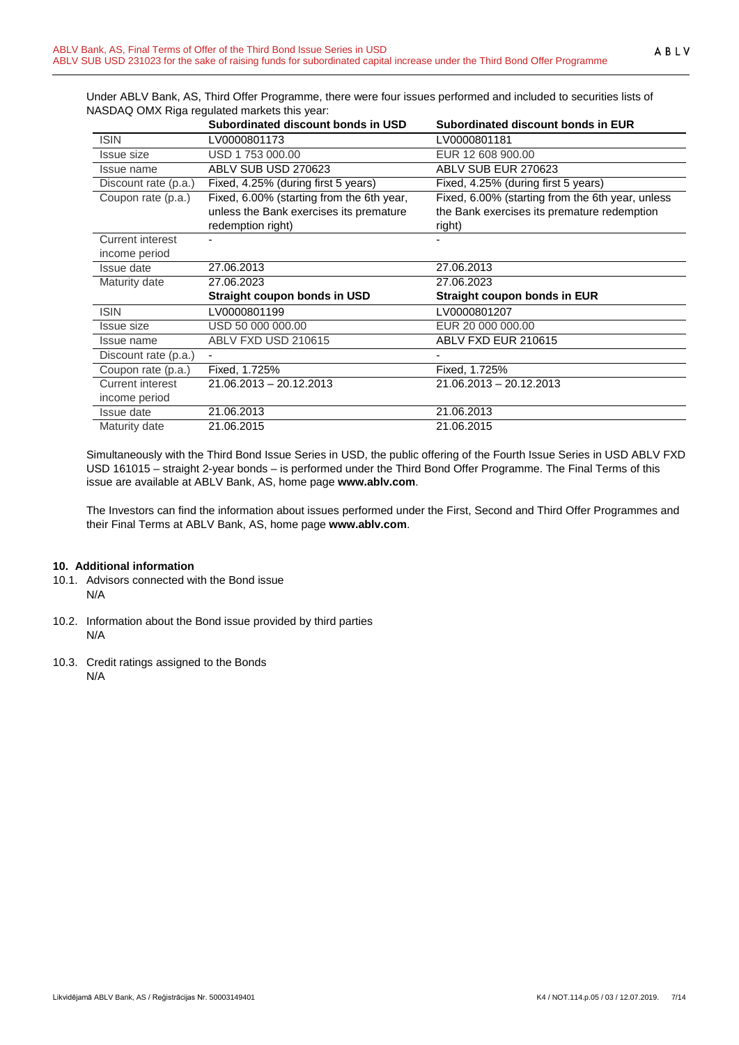Under ABLV Bank, AS, Third Offer Programme, there were four issues performed and included to securities lists of NASDAQ OMX Riga regulated markets this year:

| | Subordinated discount bonds in USD | Subordinated discount bonds in EUR |
|---|---|---|
| ISIN | LV0000801173 | LV0000801181 |
| Issue size | USD 1 753 000.00 | EUR 12 608 900.00 |
| Issue name | ABLV SUB USD 270623 | ABLV SUB EUR 270623 |
| Discount rate (p.a.) | Fixed, 4.25% (during first 5 years) | Fixed, 4.25% (during first 5 years) |
| Coupon rate (p.a.) | Fixed, 6.00% (starting from the 6th year, unless the Bank exercises its premature redemption right) | Fixed, 6.00% (starting from the 6th year, unless the Bank exercises its premature redemption right) |
| Current interest income period | - | - |
| Issue date | 27.06.2013 | 27.06.2013 |
| Maturity date | 27.06.2023 | 27.06.2023 |
| | **Straight coupon bonds in USD** | **Straight coupon bonds in EUR** |
| ISIN | LV0000801199 | LV0000801207 |
| Issue size | USD 50 000 000.00 | EUR 20 000 000.00 |
| Issue name | ABLV FXD USD 210615 | ABLV FXD EUR 210615 |
| Discount rate (p.a.) | - | - |
| Coupon rate (p.a.) | Fixed, 1.725% | Fixed, 1.725% |
| Current interest income period | 21.06.2013 – 20.12.2013 | 21.06.2013 – 20.12.2013 |
| Issue date | 21.06.2013 | 21.06.2013 |
| Maturity date | 21.06.2015 | 21.06.2015 |

Simultaneously with the Third Bond Issue Series in USD, the public offering of the Fourth Issue Series in USD ABLV FXD USD 161015 – straight 2-year bonds – is performed under the Third Bond Offer Programme. The Final Terms of this issue are available at ABLV Bank, AS, home page **www.ablv.com**.

The Investors can find the information about issues performed under the First, Second and Third Offer Programmes and their Final Terms at ABLV Bank, AS, home page **www.ablv.com**.

## 10. Additional information

10.1. Advisors connected with the Bond issue
N/A

10.2. Information about the Bond issue provided by third parties
N/A

10.3. Credit ratings assigned to the Bonds
N/A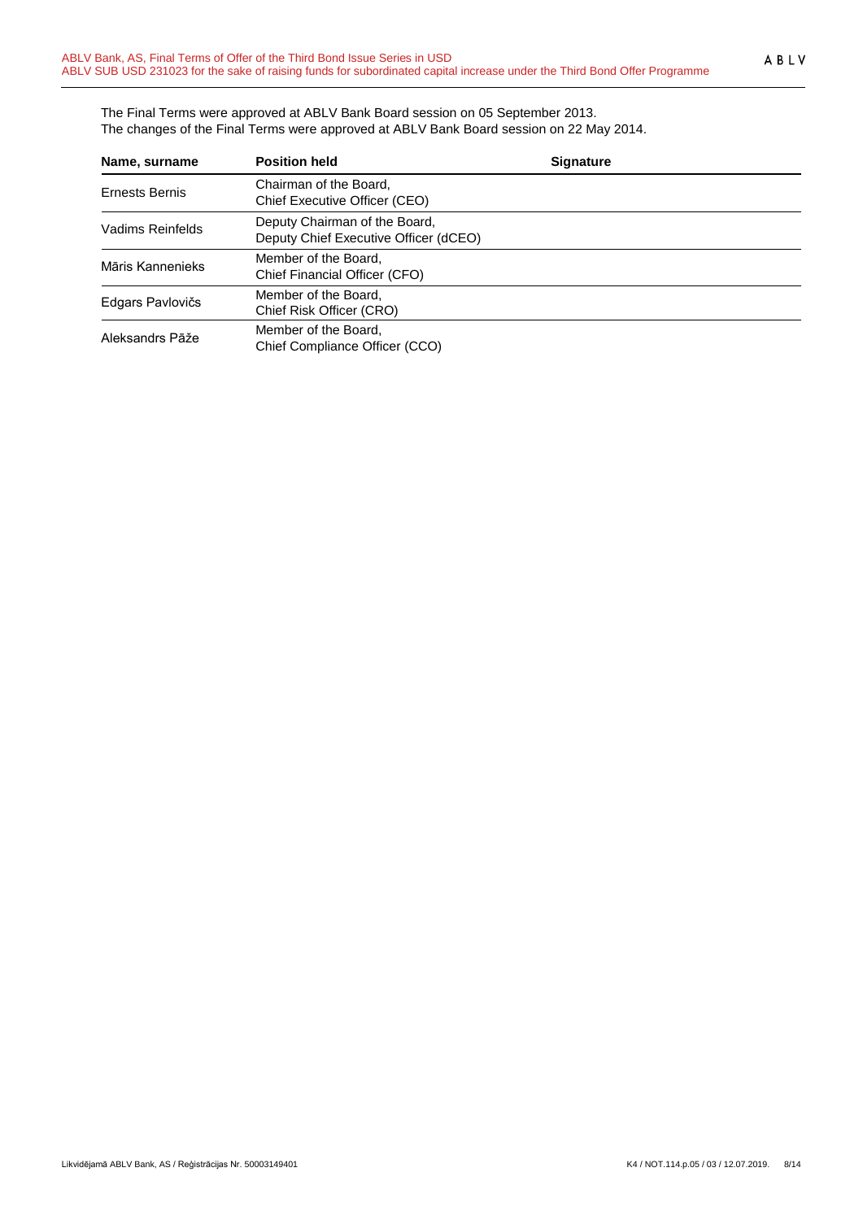The Final Terms were approved at ABLV Bank Board session on 05 September 2013.
The changes of the Final Terms were approved at ABLV Bank Board session on 22 May 2014.

| Name, surname | Position held | Signature |
| --- | --- | --- |
| Ernests Bernis | Chairman of the Board, Chief Executive Officer (CEO) | |
| Vadims Reinfelds | Deputy Chairman of the Board, Deputy Chief Executive Officer (dCEO) | |
| Māris Kannenieks | Member of the Board, Chief Financial Officer (CFO) | |
| Edgars Pavlovičs | Member of the Board, Chief Risk Officer (CRO) | |
| Aleksandrs Pāže | Member of the Board, Chief Compliance Officer (CCO) | |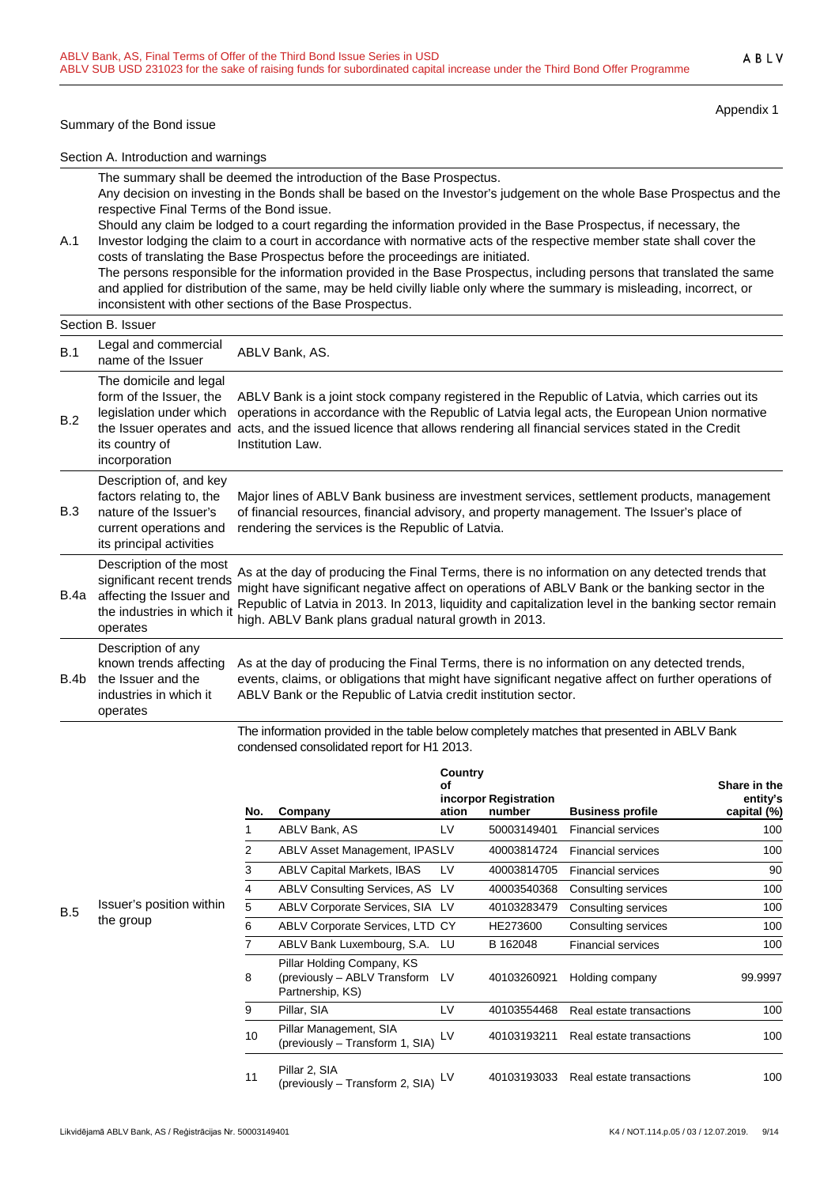Appendix 1

Summary of the Bond issue

Section A. Introduction and warnings

| | |
|---|---|
| A.1 | The summary shall be deemed the introduction of the Base Prospectus.<br>Any decision on investing in the Bonds shall be based on the Investor's judgement on the whole Base Prospectus and the respective Final Terms of the Bond issue.<br>Should any claim be lodged to a court regarding the information provided in the Base Prospectus, if necessary, the Investor lodging the claim to a court in accordance with normative acts of the respective member state shall cover the costs of translating the Base Prospectus before the proceedings are initiated.<br>The persons responsible for the information provided in the Base Prospectus, including persons that translated the same and applied for distribution of the same, may be held civilly liable only where the summary is misleading, incorrect, or inconsistent with other sections of the Base Prospectus. |

Section B. Issuer

| | | |
|---|---|---|
| B.1 | Legal and commercial name of the Issuer | ABLV Bank, AS. |
| B.2 | The domicile and legal form of the Issuer, the legislation under which the Issuer operates and its country of incorporation | ABLV Bank is a joint stock company registered in the Republic of Latvia, which carries out its operations in accordance with the Republic of Latvia legal acts, the European Union normative acts, and the issued licence that allows rendering all financial services stated in the Credit Institution Law. |
| B.3 | Description of, and key factors relating to, the nature of the Issuer's current operations and its principal activities | Major lines of ABLV Bank business are investment services, settlement products, management of financial resources, financial advisory, and property management. The Issuer's place of rendering the services is the Republic of Latvia. |
| B.4a | Description of the most significant recent trends affecting the Issuer and the industries in which it operates | As at the day of producing the Final Terms, there is no information on any detected trends that might have significant negative affect on operations of ABLV Bank or the banking sector in the Republic of Latvia in 2013. In 2013, liquidity and capitalization level in the banking sector remain high. ABLV Bank plans gradual natural growth in 2013. |
| B.4b | Description of any known trends affecting the Issuer and the industries in which it operates | As at the day of producing the Final Terms, there is no information on any detected trends, events, claims, or obligations that might have significant negative affect on further operations of ABLV Bank or the Republic of Latvia credit institution sector. |
| B.5 | Issuer's position within the group | The information provided in the table below completely matches that presented in ABLV Bank condensed consolidated report for H1 2013. |

| No. | Company | Country of incorporation | Registration number | Business profile | Share in the entity's capital (%) |
|---|---|---|---|---|---|
| 1 | ABLV Bank, AS | LV | 50003149401 | Financial services | 100 |
| 2 | ABLV Asset Management, IPAS | LV | 40003814724 | Financial services | 100 |
| 3 | ABLV Capital Markets, IBAS | LV | 40003814705 | Financial services | 90 |
| 4 | ABLV Consulting Services, AS | LV | 40003540368 | Consulting services | 100 |
| 5 | ABLV Corporate Services, SIA | LV | 40103283479 | Consulting services | 100 |
| 6 | ABLV Corporate Services, LTD | CY | HE273600 | Consulting services | 100 |
| 7 | ABLV Bank Luxembourg, S.A. | LU | B 162048 | Financial services | 100 |
| 8 | Pillar Holding Company, KS (previously – ABLV Transform Partnership, KS) | LV | 40103260921 | Holding company | 99.9997 |
| 9 | Pillar, SIA | LV | 40103554468 | Real estate transactions | 100 |
| 10 | Pillar Management, SIA (previously – Transform 1, SIA) | LV | 40103193211 | Real estate transactions | 100 |
| 11 | Pillar 2, SIA (previously – Transform 2, SIA) | LV | 40103193033 | Real estate transactions | 100 |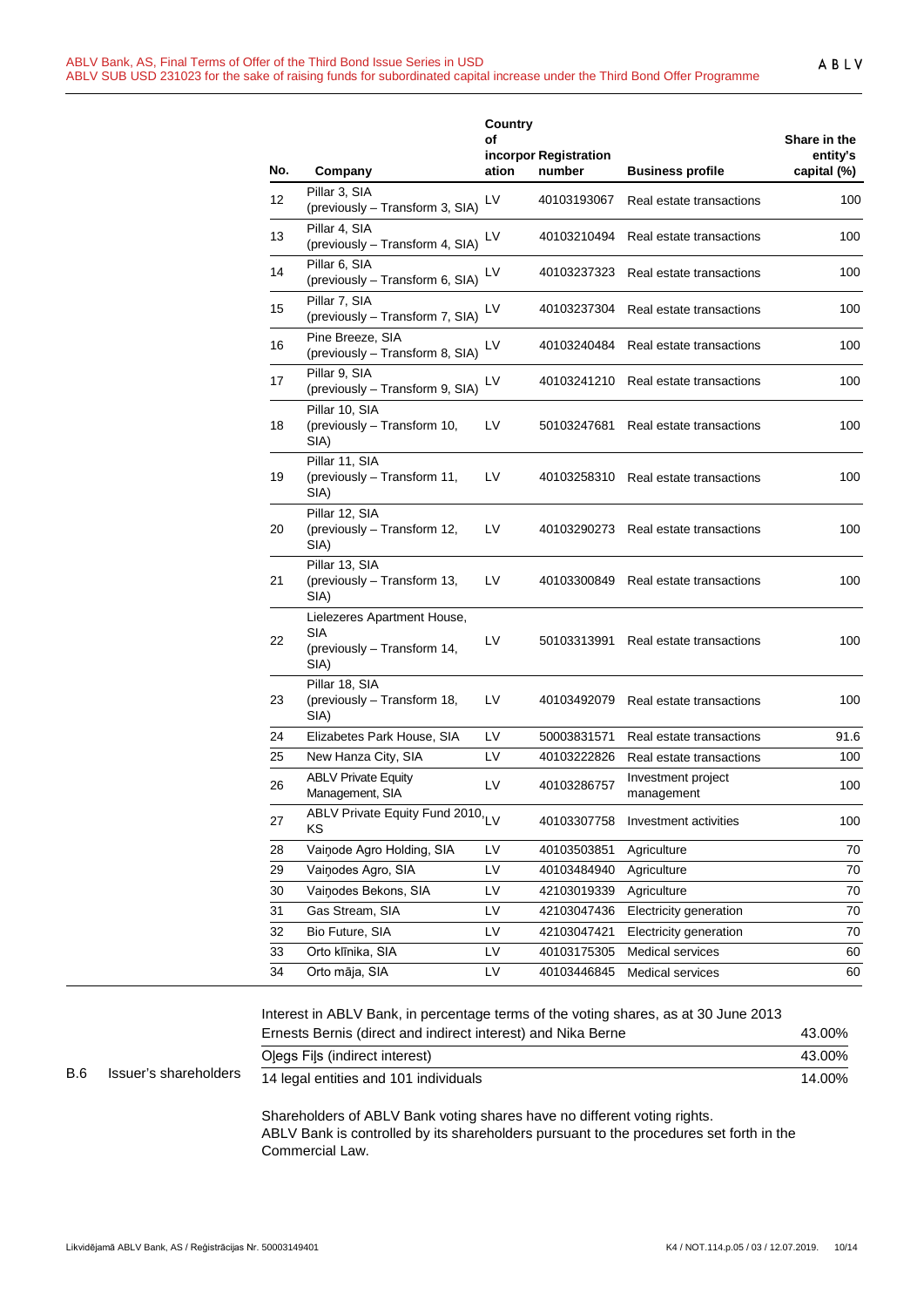| No. | Company | Country of incorporation | Registration number | Business profile | Share in the entity's capital (%) |
|---|---|---|---|---|---|
| 12 | Pillar 3, SIA (previously – Transform 3, SIA) | LV | 40103193067 | Real estate transactions | 100 |
| 13 | Pillar 4, SIA (previously – Transform 4, SIA) | LV | 40103210494 | Real estate transactions | 100 |
| 14 | Pillar 6, SIA (previously – Transform 6, SIA) | LV | 40103237323 | Real estate transactions | 100 |
| 15 | Pillar 7, SIA (previously – Transform 7, SIA) | LV | 40103237304 | Real estate transactions | 100 |
| 16 | Pine Breeze, SIA (previously – Transform 8, SIA) | LV | 40103240484 | Real estate transactions | 100 |
| 17 | Pillar 9, SIA (previously – Transform 9, SIA) | LV | 40103241210 | Real estate transactions | 100 |
| 18 | Pillar 10, SIA (previously – Transform 10, SIA) | LV | 50103247681 | Real estate transactions | 100 |
| 19 | Pillar 11, SIA (previously – Transform 11, SIA) | LV | 40103258310 | Real estate transactions | 100 |
| 20 | Pillar 12, SIA (previously – Transform 12, SIA) | LV | 40103290273 | Real estate transactions | 100 |
| 21 | Pillar 13, SIA (previously – Transform 13, SIA) | LV | 40103300849 | Real estate transactions | 100 |
| 22 | Lielezeres Apartment House, SIA (previously – Transform 14, SIA) | LV | 50103313991 | Real estate transactions | 100 |
| 23 | Pillar 18, SIA (previously – Transform 18, SIA) | LV | 40103492079 | Real estate transactions | 100 |
| 24 | Elizabetes Park House, SIA | LV | 50003831571 | Real estate transactions | 91.6 |
| 25 | New Hanza City, SIA | LV | 40103222826 | Real estate transactions | 100 |
| 26 | ABLV Private Equity Management, SIA | LV | 40103286757 | Investment project management | 100 |
| 27 | ABLV Private Equity Fund 2010, KS | LV | 40103307758 | Investment activities | 100 |
| 28 | Vaiņode Agro Holding, SIA | LV | 40103503851 | Agriculture | 70 |
| 29 | Vaiņodes Agro, SIA | LV | 40103484940 | Agriculture | 70 |
| 30 | Vaiņodes Bekons, SIA | LV | 42103019339 | Agriculture | 70 |
| 31 | Gas Stream, SIA | LV | 42103047436 | Electricity generation | 70 |
| 32 | Bio Future, SIA | LV | 42103047421 | Electricity generation | 70 |
| 33 | Orto klīnika, SIA | LV | 40103175305 | Medical services | 60 |
| 34 | Orto māja, SIA | LV | 40103446845 | Medical services | 60 |

**B.6 Issuer's shareholders**

Interest in ABLV Bank, in percentage terms of the voting shares, as at 30 June 2013

| | |
|---|---|
| Ernests Bernis (direct and indirect interest) and Nika Berne | 43.00% |
| Oļegs Fiļs (indirect interest) | 43.00% |
| 14 legal entities and 101 individuals | 14.00% |

Shareholders of ABLV Bank voting shares have no different voting rights.
ABLV Bank is controlled by its shareholders pursuant to the procedures set forth in the Commercial Law.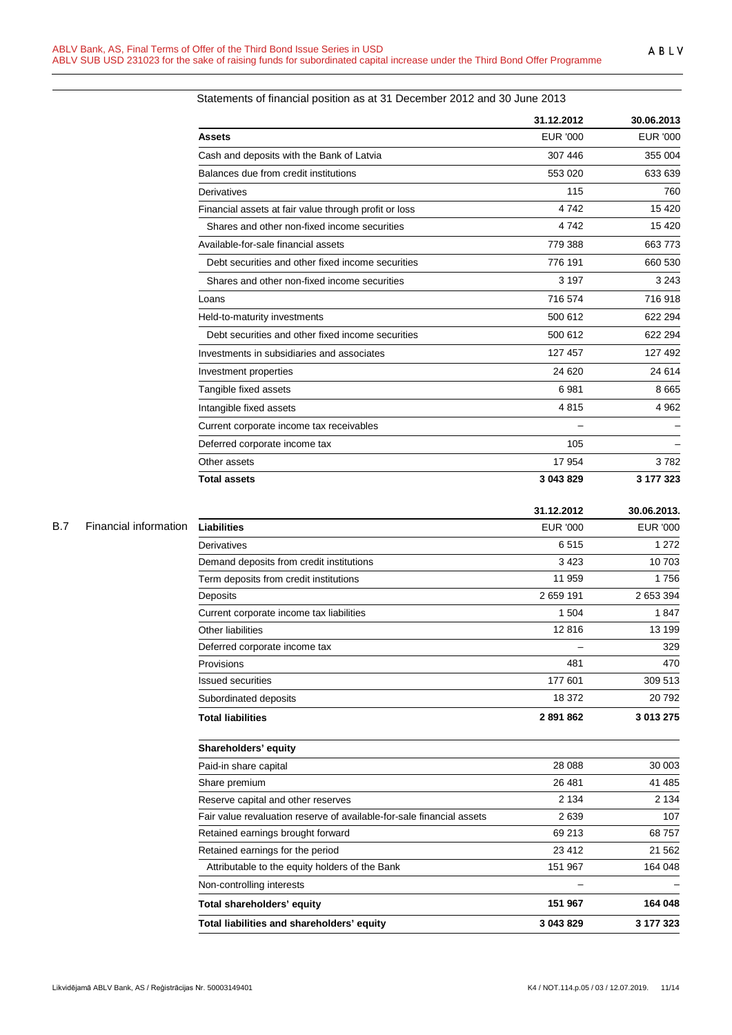B.7 Financial information

Statements of financial position as at 31 December 2012 and 30 June 2013

| | 31.12.2012 | 30.06.2013 |
|---|---|---|
| **Assets** | EUR '000 | EUR '000 |
| Cash and deposits with the Bank of Latvia | 307 446 | 355 004 |
| Balances due from credit institutions | 553 020 | 633 639 |
| Derivatives | 115 | 760 |
| Financial assets at fair value through profit or loss | 4 742 | 15 420 |
| Shares and other non-fixed income securities | 4 742 | 15 420 |
| Available-for-sale financial assets | 779 388 | 663 773 |
| Debt securities and other fixed income securities | 776 191 | 660 530 |
| Shares and other non-fixed income securities | 3 197 | 3 243 |
| Loans | 716 574 | 716 918 |
| Held-to-maturity investments | 500 612 | 622 294 |
| Debt securities and other fixed income securities | 500 612 | 622 294 |
| Investments in subsidiaries and associates | 127 457 | 127 492 |
| Investment properties | 24 620 | 24 614 |
| Tangible fixed assets | 6 981 | 8 665 |
| Intangible fixed assets | 4 815 | 4 962 |
| Current corporate income tax receivables | – | – |
| Deferred corporate income tax | 105 | – |
| Other assets | 17 954 | 3 782 |
| **Total assets** | **3 043 829** | **3 177 323** |

| | 31.12.2012 | 30.06.2013. |
|---|---|---|
| **Liabilities** | EUR '000 | EUR '000 |
| Derivatives | 6 515 | 1 272 |
| Demand deposits from credit institutions | 3 423 | 10 703 |
| Term deposits from credit institutions | 11 959 | 1 756 |
| Deposits | 2 659 191 | 2 653 394 |
| Current corporate income tax liabilities | 1 504 | 1 847 |
| Other liabilities | 12 816 | 13 199 |
| Deferred corporate income tax | – | 329 |
| Provisions | 481 | 470 |
| Issued securities | 177 601 | 309 513 |
| Subordinated deposits | 18 372 | 20 792 |
| **Total liabilities** | **2 891 862** | **3 013 275** |
| **Shareholders' equity** | | |
| Paid-in share capital | 28 088 | 30 003 |
| Share premium | 26 481 | 41 485 |
| Reserve capital and other reserves | 2 134 | 2 134 |
| Fair value revaluation reserve of available-for-sale financial assets | 2 639 | 107 |
| Retained earnings brought forward | 69 213 | 68 757 |
| Retained earnings for the period | 23 412 | 21 562 |
| Attributable to the equity holders of the Bank | 151 967 | 164 048 |
| Non-controlling interests | – | – |
| **Total shareholders' equity** | **151 967** | **164 048** |
| **Total liabilities and shareholders' equity** | **3 043 829** | **3 177 323** |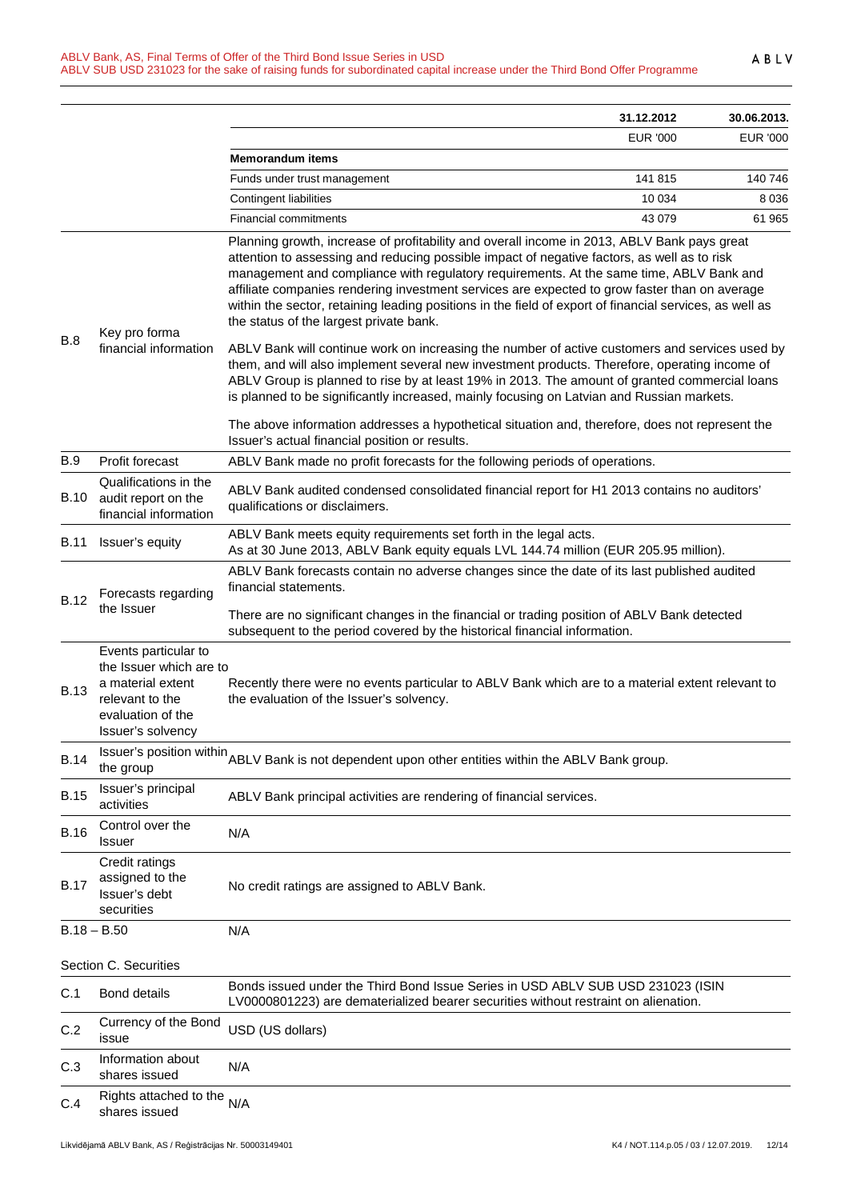| | 31.12.2012 | 30.06.2013. |
|---|---|---|
| | EUR '000 | EUR '000 |
| **Memorandum items** | | |
| Funds under trust management | 141 815 | 140 746 |
| Contingent liabilities | 10 034 | 8 036 |
| Financial commitments | 43 079 | 61 965 |

| | | |
|---|---|---|
| B.8 | Key pro forma financial information | Planning growth, increase of profitability and overall income in 2013, ABLV Bank pays great attention to assessing and reducing possible impact of negative factors, as well as to risk management and compliance with regulatory requirements. At the same time, ABLV Bank and affiliate companies rendering investment services are expected to grow faster than on average within the sector, retaining leading positions in the field of export of financial services, as well as the status of the largest private bank.<br><br>ABLV Bank will continue work on increasing the number of active customers and services used by them, and will also implement several new investment products. Therefore, operating income of ABLV Group is planned to rise by at least 19% in 2013. The amount of granted commercial loans is planned to be significantly increased, mainly focusing on Latvian and Russian markets.<br><br>The above information addresses a hypothetical situation and, therefore, does not represent the Issuer's actual financial position or results. |
| B.9 | Profit forecast | ABLV Bank made no profit forecasts for the following periods of operations. |
| B.10 | Qualifications in the audit report on the financial information | ABLV Bank audited condensed consolidated financial report for H1 2013 contains no auditors' qualifications or disclaimers. |
| B.11 | Issuer's equity | ABLV Bank meets equity requirements set forth in the legal acts.<br>As at 30 June 2013, ABLV Bank equity equals LVL 144.74 million (EUR 205.95 million). |
| B.12 | Forecasts regarding the Issuer | ABLV Bank forecasts contain no adverse changes since the date of its last published audited financial statements.<br><br>There are no significant changes in the financial or trading position of ABLV Bank detected subsequent to the period covered by the historical financial information. |
| B.13 | Events particular to the Issuer which are to a material extent relevant to the evaluation of the Issuer's solvency | Recently there were no events particular to ABLV Bank which are to a material extent relevant to the evaluation of the Issuer's solvency. |
| B.14 | Issuer's position within the group | ABLV Bank is not dependent upon other entities within the ABLV Bank group. |
| B.15 | Issuer's principal activities | ABLV Bank principal activities are rendering of financial services. |
| B.16 | Control over the Issuer | N/A |
| B.17 | Credit ratings assigned to the Issuer's debt securities | No credit ratings are assigned to ABLV Bank. |
| B.18 – B.50 | | N/A |

Section C. Securities

| | | |
|---|---|---|
| C.1 | Bond details | Bonds issued under the Third Bond Issue Series in USD ABLV SUB USD 231023 (ISIN LV0000801223) are dematerialized bearer securities without restraint on alienation. |
| C.2 | Currency of the Bond issue | USD (US dollars) |
| C.3 | Information about shares issued | N/A |
| C.4 | Rights attached to the shares issued | N/A |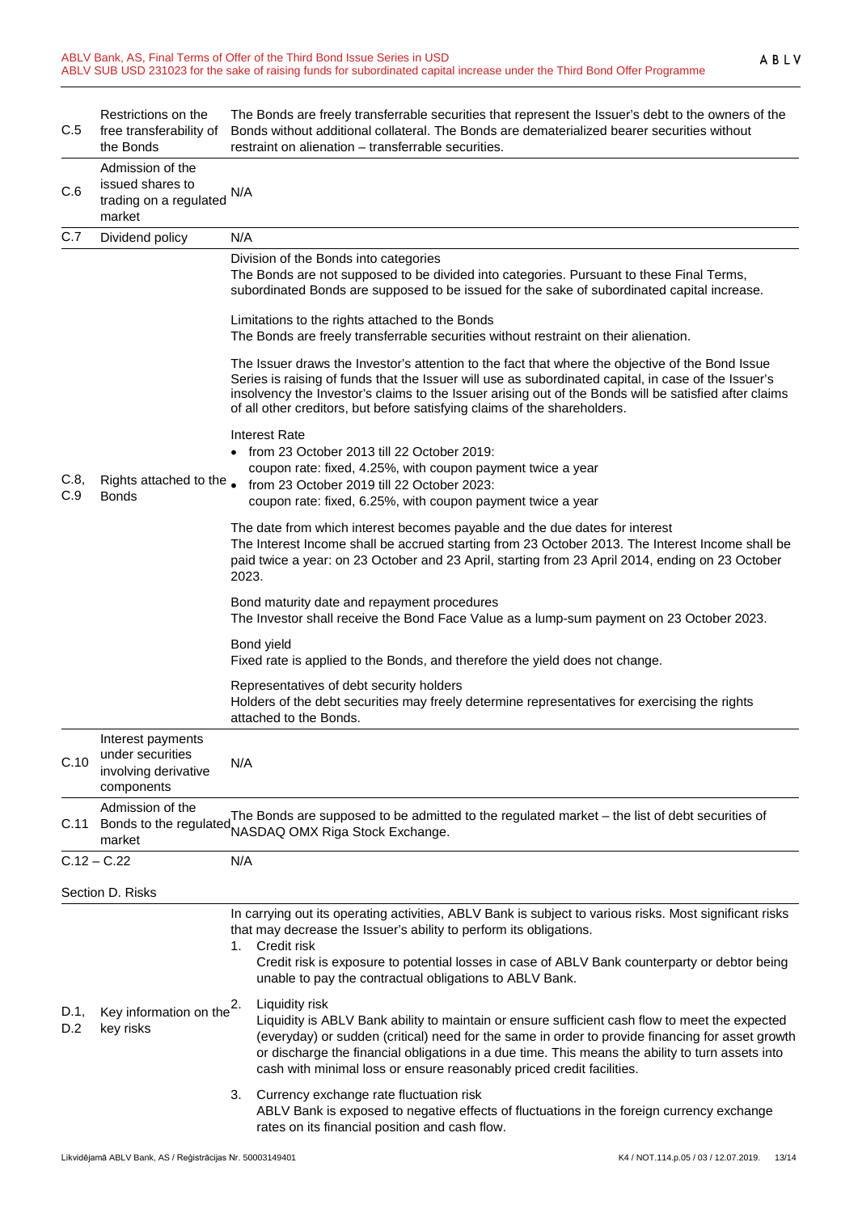| | | |
|---|---|---|
| C.5 | Restrictions on the free transferability of the Bonds | The Bonds are freely transferrable securities that represent the Issuer's debt to the owners of the Bonds without additional collateral. The Bonds are dematerialized bearer securities without restraint on alienation – transferrable securities. |
| C.6 | Admission of the issued shares to trading on a regulated market | N/A |
| C.7 | Dividend policy | N/A |
| C.8, C.9 | Rights attached to the Bonds | Division of the Bonds into categories<br>The Bonds are not supposed to be divided into categories. Pursuant to these Final Terms, subordinated Bonds are supposed to be issued for the sake of subordinated capital increase.<br><br>Limitations to the rights attached to the Bonds<br>The Bonds are freely transferrable securities without restraint on their alienation.<br><br>The Issuer draws the Investor's attention to the fact that where the objective of the Bond Issue Series is raising of funds that the Issuer will use as subordinated capital, in case of the Issuer's insolvency the Investor's claims to the Issuer arising out of the Bonds will be satisfied after claims of all other creditors, but before satisfying claims of the shareholders.<br><br>Interest Rate<br>• from 23 October 2013 till 22 October 2019:<br>coupon rate: fixed, 4.25%, with coupon payment twice a year<br>• from 23 October 2019 till 22 October 2023:<br>coupon rate: fixed, 6.25%, with coupon payment twice a year<br><br>The date from which interest becomes payable and the due dates for interest<br>The Interest Income shall be accrued starting from 23 October 2013. The Interest Income shall be paid twice a year: on 23 October and 23 April, starting from 23 April 2014, ending on 23 October 2023.<br><br>Bond maturity date and repayment procedures<br>The Investor shall receive the Bond Face Value as a lump-sum payment on 23 October 2023.<br><br>Bond yield<br>Fixed rate is applied to the Bonds, and therefore the yield does not change.<br><br>Representatives of debt security holders<br>Holders of the debt securities may freely determine representatives for exercising the rights attached to the Bonds. |
| C.10 | Interest payments under securities involving derivative components | N/A |
| C.11 | Admission of the Bonds to the regulated market | The Bonds are supposed to be admitted to the regulated market – the list of debt securities of NASDAQ OMX Riga Stock Exchange. |
| C.12 – C.22 | | N/A |

Section D. Risks

| | | |
|---|---|---|
| D.1, D.2 | Key information on the key risks | In carrying out its operating activities, ABLV Bank is subject to various risks. Most significant risks that may decrease the Issuer's ability to perform its obligations.<br>1. Credit risk<br>Credit risk is exposure to potential losses in case of ABLV Bank counterparty or debtor being unable to pay the contractual obligations to ABLV Bank.<br>2. Liquidity risk<br>Liquidity is ABLV Bank ability to maintain or ensure sufficient cash flow to meet the expected (everyday) or sudden (critical) need for the same in order to provide financing for asset growth or discharge the financial obligations in a due time. This means the ability to turn assets into cash with minimal loss or ensure reasonably priced credit facilities.<br>3. Currency exchange rate fluctuation risk<br>ABLV Bank is exposed to negative effects of fluctuations in the foreign currency exchange rates on its financial position and cash flow. |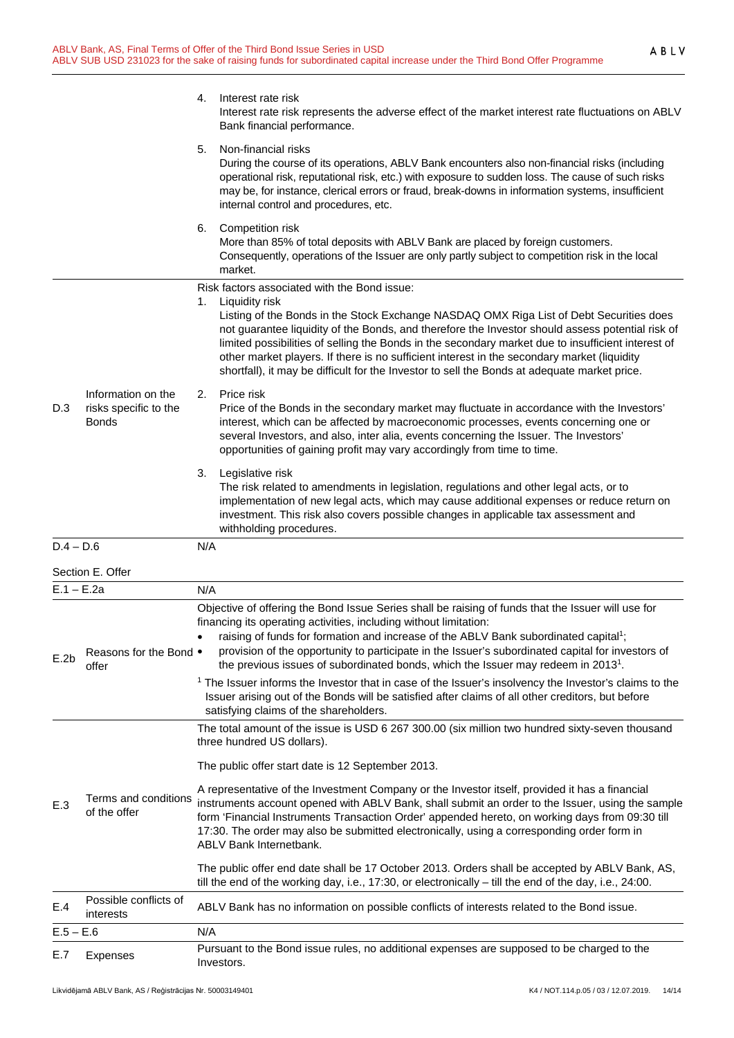| | | |
|---|---|---|
| | | 4. Interest rate risk<br>Interest rate risk represents the adverse effect of the market interest rate fluctuations on ABLV Bank financial performance.<br><br>5. Non-financial risks<br>During the course of its operations, ABLV Bank encounters also non-financial risks (including operational risk, reputational risk, etc.) with exposure to sudden loss. The cause of such risks may be, for instance, clerical errors or fraud, break-downs in information systems, insufficient internal control and procedures, etc.<br><br>6. Competition risk<br>More than 85% of total deposits with ABLV Bank are placed by foreign customers. Consequently, operations of the Issuer are only partly subject to competition risk in the local market. |
| D.3 | Information on the risks specific to the Bonds | Risk factors associated with the Bond issue:<br>1. Liquidity risk<br>Listing of the Bonds in the Stock Exchange NASDAQ OMX Riga List of Debt Securities does not guarantee liquidity of the Bonds, and therefore the Investor should assess potential risk of limited possibilities of selling the Bonds in the secondary market due to insufficient interest of other market players. If there is no sufficient interest in the secondary market (liquidity shortfall), it may be difficult for the Investor to sell the Bonds at adequate market price.<br><br>2. Price risk<br>Price of the Bonds in the secondary market may fluctuate in accordance with the Investors' interest, which can be affected by macroeconomic processes, events concerning one or several Investors, and also, inter alia, events concerning the Issuer. The Investors' opportunities of gaining profit may vary accordingly from time to time.<br><br>3. Legislative risk<br>The risk related to amendments in legislation, regulations and other legal acts, or to implementation of new legal acts, which may cause additional expenses or reduce return on investment. This risk also covers possible changes in applicable tax assessment and withholding procedures. |
| D.4 – D.6 | | N/A |

Section E. Offer

| | | |
|---|---|---|
| E.1 – E.2a | | N/A |
| E.2b | Reasons for the Bond offer | Objective of offering the Bond Issue Series shall be raising of funds that the Issuer will use for financing its operating activities, including without limitation:<br>• raising of funds for formation and increase of the ABLV Bank subordinated capital[1];<br>• provision of the opportunity to participate in the Issuer's subordinated capital for investors of the previous issues of subordinated bonds, which the Issuer may redeem in 2013[1].<br><br>[1] The Issuer informs the Investor that in case of the Issuer's insolvency the Investor's claims to the Issuer arising out of the Bonds will be satisfied after claims of all other creditors, but before satisfying claims of the shareholders. |
| E.3 | Terms and conditions of the offer | The total amount of the issue is USD 6 267 300.00 (six million two hundred sixty-seven thousand three hundred US dollars).<br><br>The public offer start date is 12 September 2013.<br><br>A representative of the Investment Company or the Investor itself, provided it has a financial instruments account opened with ABLV Bank, shall submit an order to the Issuer, using the sample form 'Financial Instruments Transaction Order' appended hereto, on working days from 09:30 till 17:30. The order may also be submitted electronically, using a corresponding order form in ABLV Bank Internetbank.<br><br>The public offer end date shall be 17 October 2013. Orders shall be accepted by ABLV Bank, AS, till the end of the working day, i.e., 17:30, or electronically – till the end of the day, i.e., 24:00. |
| E.4 | Possible conflicts of interests | ABLV Bank has no information on possible conflicts of interests related to the Bond issue. |
| E.5 – E.6 | | N/A |
| E.7 | Expenses | Pursuant to the Bond issue rules, no additional expenses are supposed to be charged to the Investors. |